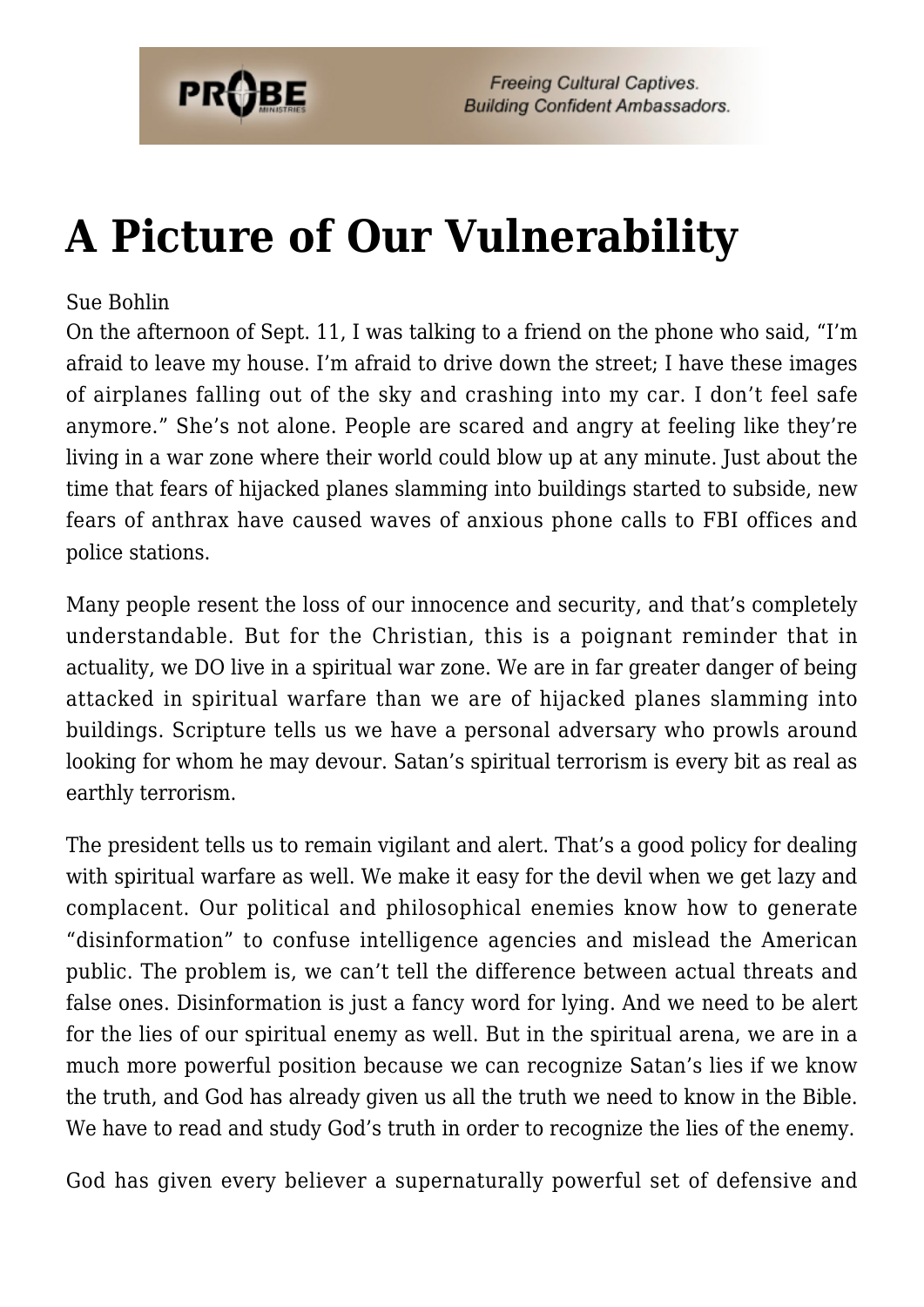# A Picture of Our Vulnerability

Sue Bohlin

On the afternoon of Sept. 11, I was talking to a friend on the phone who said, "I'm afraid to leave my house. I'm afraid to drive down the street; I have these images of airplanes falling out of the sky and crashing into my car. I don't feel safe anymore." She's not alone. People are scared and angry at feeling like they're living in a war zone where their world could blow up at any minute. Just about the time that fears of hijacked planes slamming into buildings started to subside, new fears of anthrax have caused waves of anxious phone calls to FBI offices and police stations.

Many people resent the loss of our innocence and security, and that's completely understandable. But for the Christian, this is a poignant reminder that in actuality, we DO live in a spiritual war zone. We are in far greater danger of being attacked in spiritual warfare than we are of hijacked planes slamming into buildings. Scripture tells us we have a personal adversary who prowls around looking for whom he may devour. Satan's spiritual terrorism is every bit as real as earthly terrorism.

The president tells us to remain vigilant and alert. That's a good policy for dealing with spiritual warfare as well. We make it easy for the devil when we get lazy and complacent. Our political and philosophical enemies know how to generate "disinformation" to confuse intelligence agencies and mislead the American public. The problem is, we can't tell the difference between actual threats and false ones. Disinformation is just a fancy word for lying. And we need to be alert for the lies of our spiritual enemy as well. But in the spiritual arena, we are in a much more powerful position because we can recognize Satan's lies if we know the truth, and God has already given us all the truth we need to know in the Bible. We have to read and study God's truth in order to recognize the lies of the enemy.

God has given every believer a supernaturally powerful set of defensive and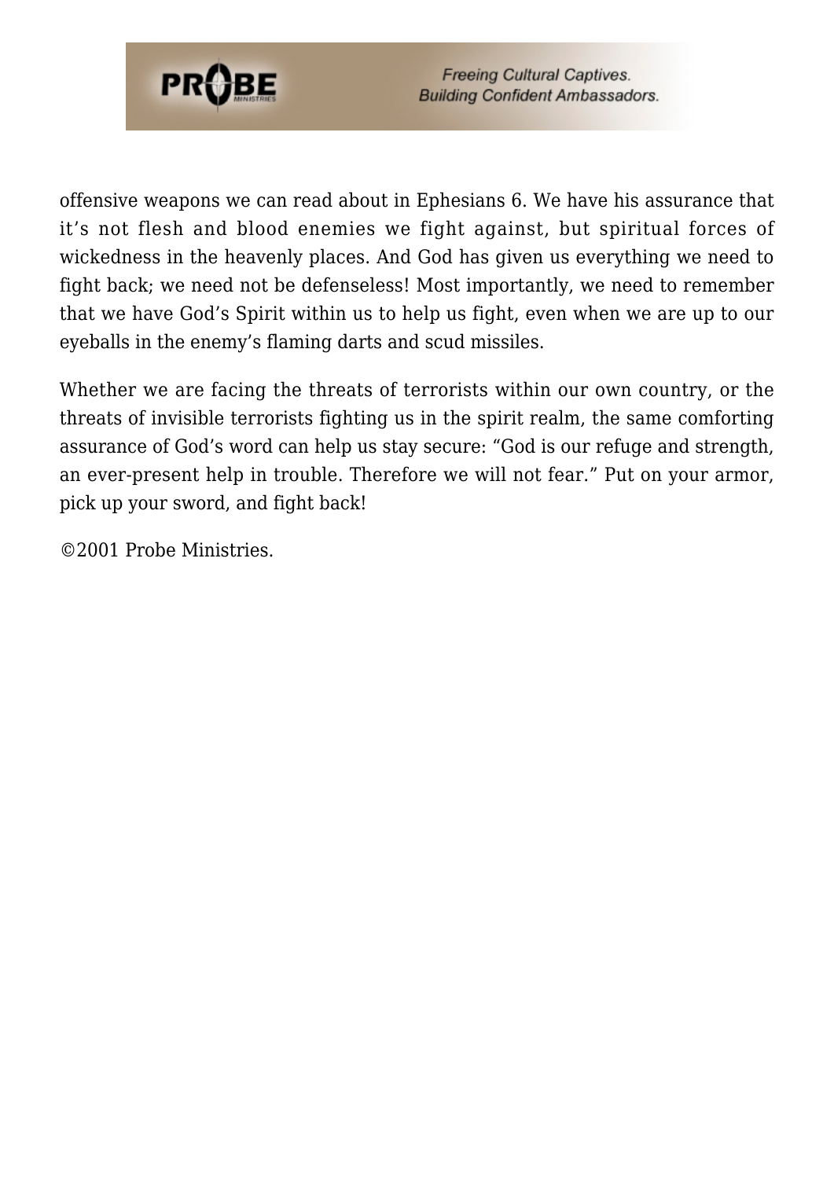offensive weapons we can read about in Ephesians 6. We have his assurance that it's not flesh and blood enemies we fight against, but spiritual forces of wickedness in the heavenly places. And God has given us everything we need to fight back; we need not be defenseless! Most importantly, we need to remember that we have God's Spirit within us to help us fight, even when we are up to our eyeballs in the enemy's flaming darts and scud missiles.

Whether we are facing the threats of terrorists within our own country, or the threats of invisible terrorists fighting us in the spirit realm, the same comforting assurance of God's word can help us stay secure: "God is our refuge and strength, an ever-present help in trouble. Therefore we will not fear." Put on your armor, pick up your sword, and fight back!

©2001 Probe Ministries.